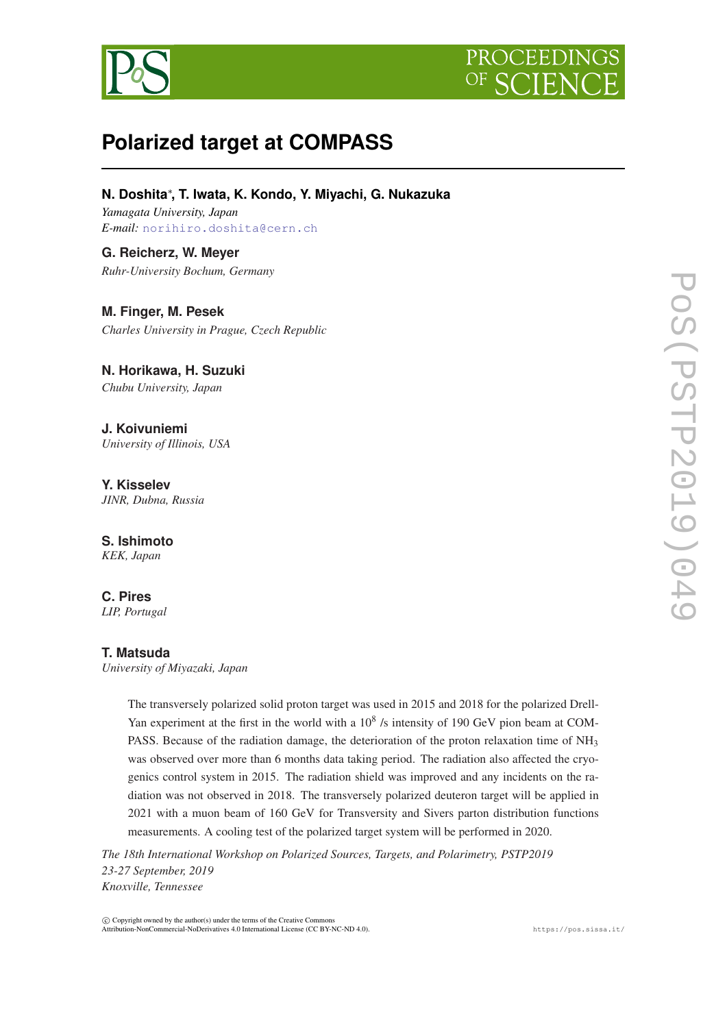# Polarized target at COMPASS

**N. Doshita**\*, **T. Iwata, K. Kondo, Y. Miyachi, G. Nukazuka**
*Yamagata University, Japan*
*E-mail:* norihiro.doshita@cern.ch

**G. Reicherz, W. Meyer**
*Ruhr-University Bochum, Germany*

**M. Finger, M. Pesek**
*Charles University in Prague, Czech Republic*

**N. Horikawa, H. Suzuki**
*Chubu University, Japan*

**J. Koivuniemi**
*University of Illinois, USA*

**Y. Kisselev**
*JINR, Dubna, Russia*

**S. Ishimoto**
*KEK, Japan*

**C. Pires**
*LIP, Portugal*

**T. Matsuda**
*University of Miyazaki, Japan*

The transversely polarized solid proton target was used in 2015 and 2018 for the polarized Drell-Yan experiment at the first in the world with a $10^8$ /s intensity of 190 GeV pion beam at COMPASS. Because of the radiation damage, the deterioration of the proton relaxation time of $NH_3$ was observed over more than 6 months data taking period. The radiation also affected the cryogenics control system in 2015. The radiation shield was improved and any incidents on the radiation was not observed in 2018. The transversely polarized deuteron target will be applied in 2021 with a muon beam of 160 GeV for Transversity and Sivers parton distribution functions measurements. A cooling test of the polarized target system will be performed in 2020.

*The 18th International Workshop on Polarized Sources, Targets, and Polarimetry, PSTP2019*
*23-27 September, 2019*
*Knoxville, Tennessee*

© Copyright owned by the author(s) under the terms of the Creative Commons Attribution-NonCommercial-NoDerivatives 4.0 International License (CC BY-NC-ND 4.0).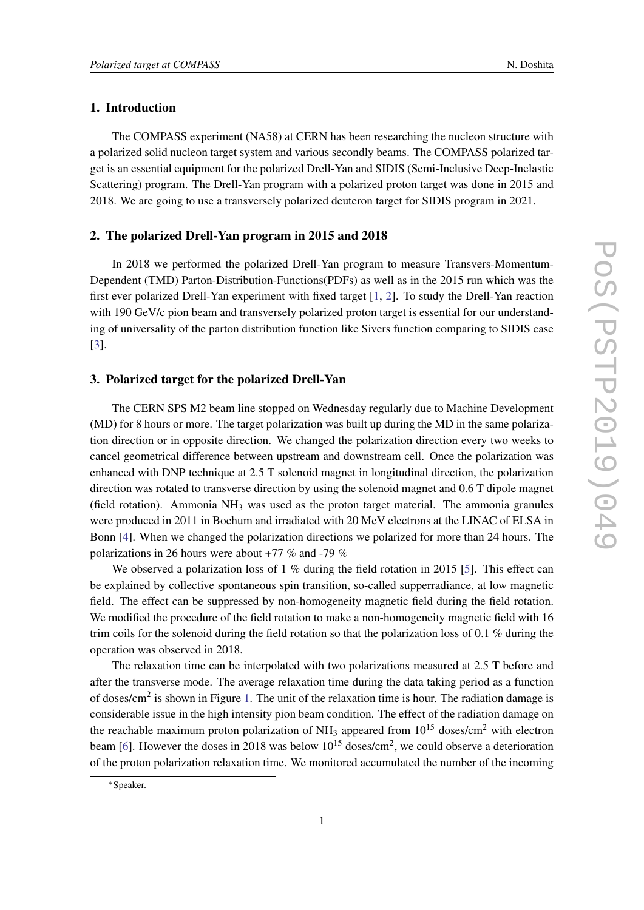## 1. Introduction

The COMPASS experiment (NA58) at CERN has been researching the nucleon structure with a polarized solid nucleon target system and various secondly beams. The COMPASS polarized target is an essential equipment for the polarized Drell-Yan and SIDIS (Semi-Inclusive Deep-Inelastic Scattering) program. The Drell-Yan program with a polarized proton target was done in 2015 and 2018. We are going to use a transversely polarized deuteron target for SIDIS program in 2021.

## 2. The polarized Drell-Yan program in 2015 and 2018

In 2018 we performed the polarized Drell-Yan program to measure Transvers-Momentum-Dependent (TMD) Parton-Distribution-Functions(PDFs) as well as in the 2015 run which was the first ever polarized Drell-Yan experiment with fixed target [1, 2]. To study the Drell-Yan reaction with 190 GeV/c pion beam and transversely polarized proton target is essential for our understanding of universality of the parton distribution function like Sivers function comparing to SIDIS case [3].

## 3. Polarized target for the polarized Drell-Yan

The CERN SPS M2 beam line stopped on Wednesday regularly due to Machine Development (MD) for 8 hours or more. The target polarization was built up during the MD in the same polarization direction or in opposite direction. We changed the polarization direction every two weeks to cancel geometrical difference between upstream and downstream cell. Once the polarization was enhanced with DNP technique at 2.5 T solenoid magnet in longitudinal direction, the polarization direction was rotated to transverse direction by using the solenoid magnet and 0.6 T dipole magnet (field rotation). Ammonia $NH_3$ was used as the proton target material. The ammonia granules were produced in 2011 in Bochum and irradiated with 20 MeV electrons at the LINAC of ELSA in Bonn [4]. When we changed the polarization directions we polarized for more than 24 hours. The polarizations in 26 hours were about +77 % and -79 %

We observed a polarization loss of 1 % during the field rotation in 2015 [5]. This effect can be explained by collective spontaneous spin transition, so-called supperradiance, at low magnetic field. The effect can be suppressed by non-homogeneity magnetic field during the field rotation. We modified the procedure of the field rotation to make a non-homogeneity magnetic field with 16 trim coils for the solenoid during the field rotation so that the polarization loss of 0.1 % during the operation was observed in 2018.

The relaxation time can be interpolated with two polarizations measured at 2.5 T before and after the transverse mode. The average relaxation time during the data taking period as a function of doses/cm$^2$ is shown in Figure 1. The unit of the relaxation time is hour. The radiation damage is considerable issue in the high intensity pion beam condition. The effect of the radiation damage on the reachable maximum proton polarization of $NH_3$ appeared from $10^{15}$ doses/cm$^2$ with electron beam [6]. However the doses in 2018 was below $10^{15}$ doses/cm$^2$, we could observe a deterioration of the proton polarization relaxation time. We monitored accumulated the number of the incoming

*Speaker.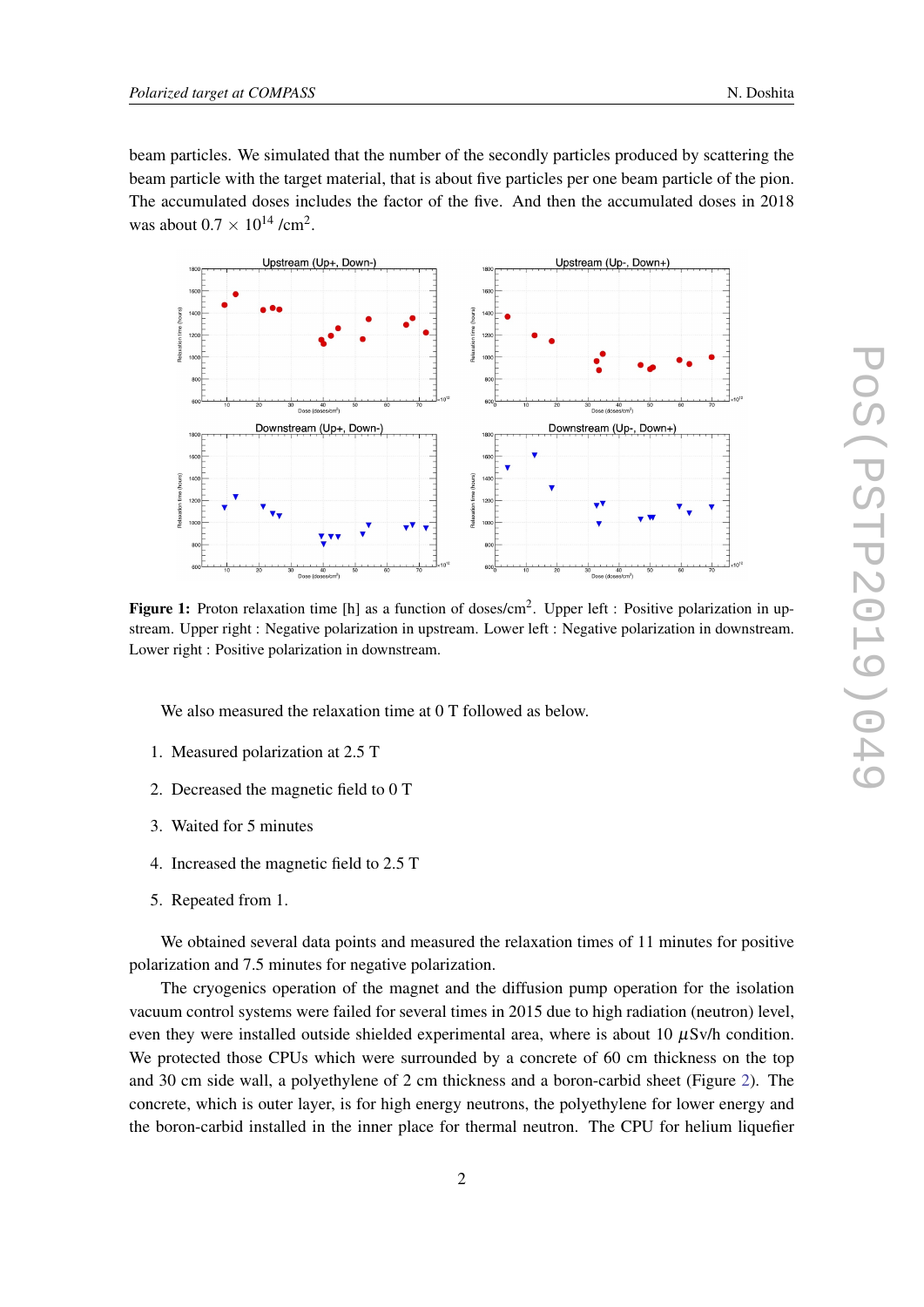beam particles. We simulated that the number of the secondly particles produced by scattering the beam particle with the target material, that is about five particles per one beam particle of the pion. The accumulated doses includes the factor of the five. And then the accumulated doses in 2018 was about $0.7 \times 10^{14}$ /cm$^2$.

**Figure 1:** Proton relaxation time [h] as a function of doses/cm$^2$. Upper left : Positive polarization in upstream. Upper right : Negative polarization in upstream. Lower left : Negative polarization in downstream. Lower right : Positive polarization in downstream.

We also measured the relaxation time at 0 T followed as below.

1. Measured polarization at 2.5 T
2. Decreased the magnetic field to 0 T
3. Waited for 5 minutes
4. Increased the magnetic field to 2.5 T
5. Repeated from 1.

We obtained several data points and measured the relaxation times of 11 minutes for positive polarization and 7.5 minutes for negative polarization.

The cryogenics operation of the magnet and the diffusion pump operation for the isolation vacuum control systems were failed for several times in 2015 due to high radiation (neutron) level, even they were installed outside shielded experimental area, where is about 10 $\mu$Sv/h condition. We protected those CPUs which were surrounded by a concrete of 60 cm thickness on the top and 30 cm side wall, a polyethylene of 2 cm thickness and a boron-carbid sheet (Figure 2). The concrete, which is outer layer, is for high energy neutrons, the polyethylene for lower energy and the boron-carbid installed in the inner place for thermal neutron. The CPU for helium liquefier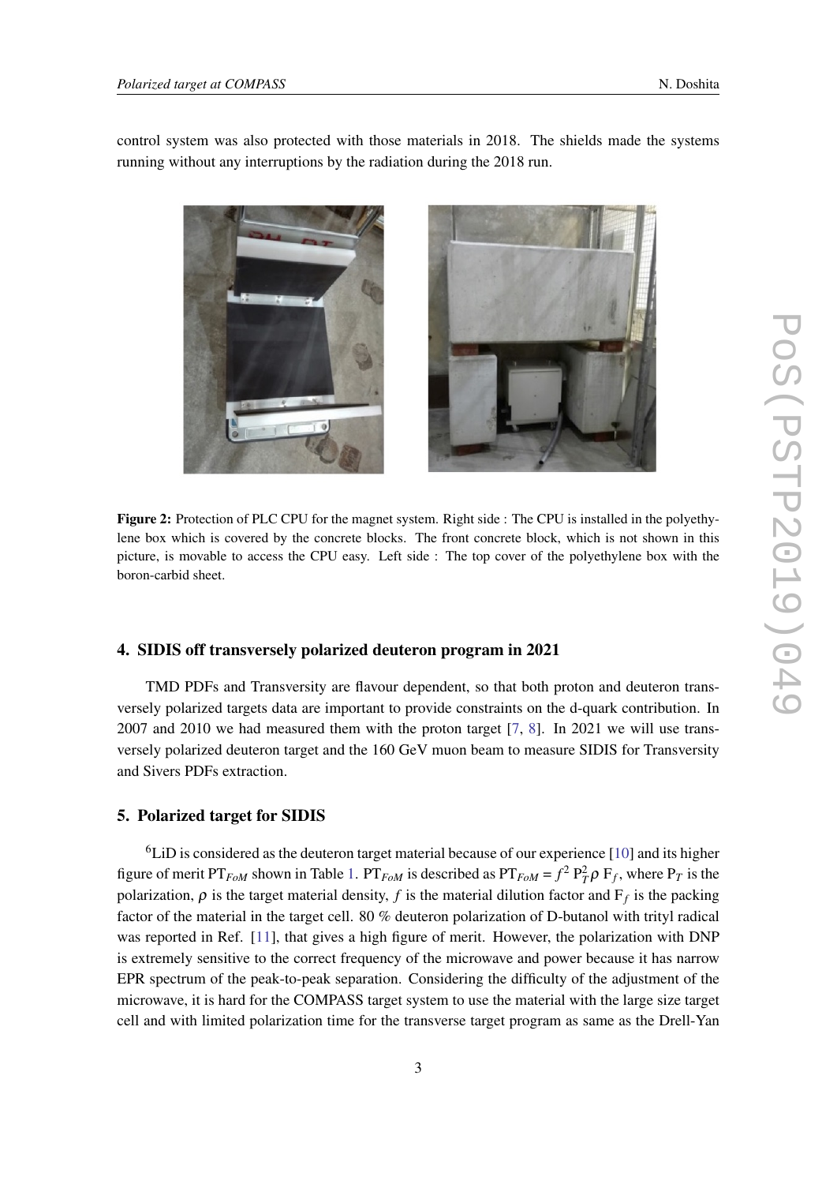control system was also protected with those materials in 2018. The shields made the systems running without any interruptions by the radiation during the 2018 run.

**Figure 2:** Protection of PLC CPU for the magnet system. Right side : The CPU is installed in the polyethylene box which is covered by the concrete blocks. The front concrete block, which is not shown in this picture, is movable to access the CPU easy. Left side : The top cover of the polyethylene box with the boron-carbid sheet.

## 4. SIDIS off transversely polarized deuteron program in 2021

TMD PDFs and Transversity are flavour dependent, so that both proton and deuteron transversely polarized targets data are important to provide constraints on the d-quark contribution. In 2007 and 2010 we had measured them with the proton target [7, 8]. In 2021 we will use transversely polarized deuteron target and the 160 GeV muon beam to measure SIDIS for Transversity and Sivers PDFs extraction.

## 5. Polarized target for SIDIS

$^6$LiD is considered as the deuteron target material because of our experience [10] and its higher figure of merit $PT_{FoM}$ shown in Table 1. $PT_{FoM}$ is described as $PT_{FoM} = f^2\, P_T^2\, \rho\, F_f$, where $P_T$ is the polarization, $\rho$ is the target material density, $f$ is the material dilution factor and $F_f$ is the packing factor of the material in the target cell. 80 % deuteron polarization of D-butanol with trityl radical was reported in Ref. [11], that gives a high figure of merit. However, the polarization with DNP is extremely sensitive to the correct frequency of the microwave and power because it has narrow EPR spectrum of the peak-to-peak separation. Considering the difficulty of the adjustment of the microwave, it is hard for the COMPASS target system to use the material with the large size target cell and with limited polarization time for the transverse target program as same as the Drell-Yan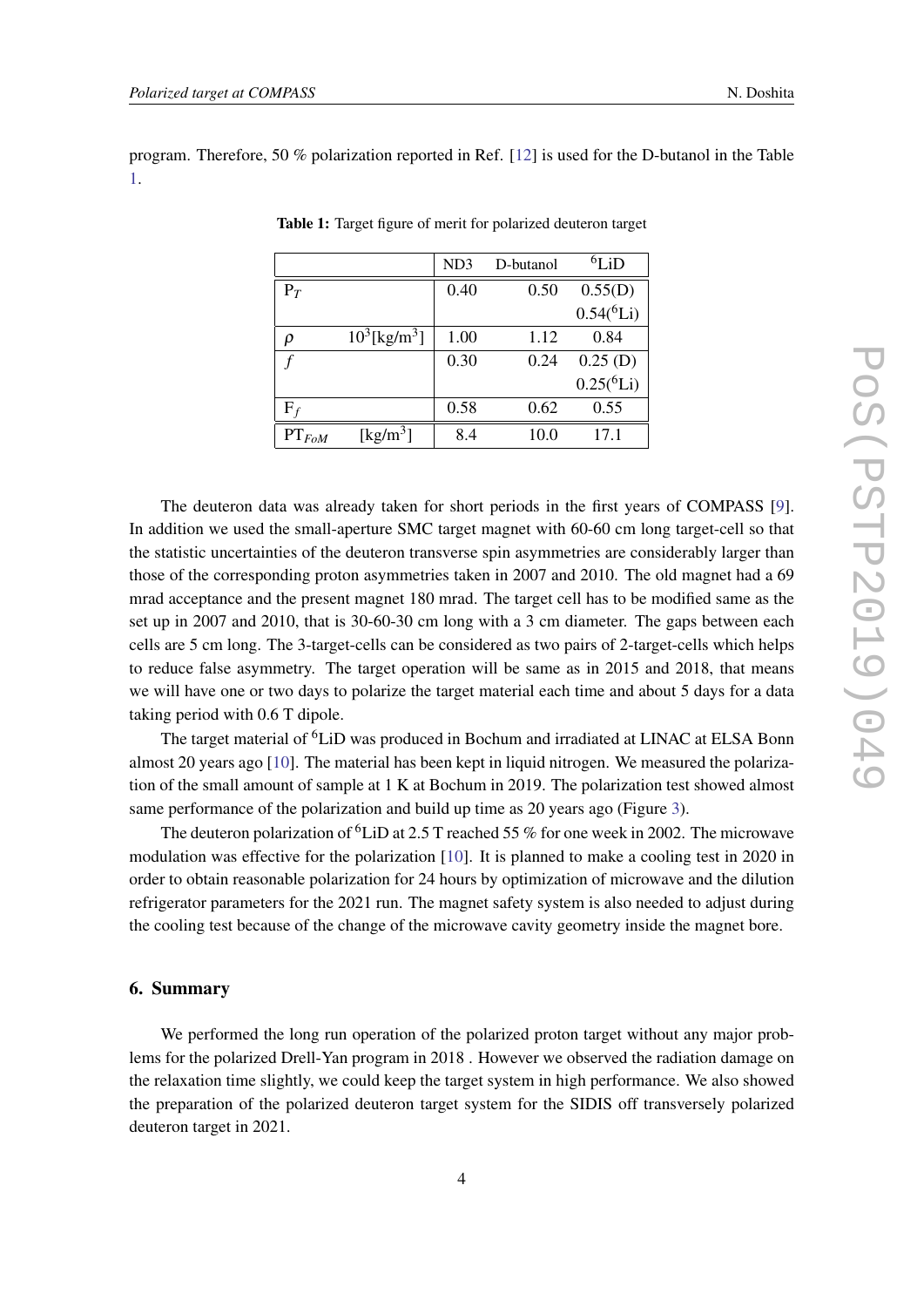program. Therefore, 50 % polarization reported in Ref. [12] is used for the D-butanol in the Table 1.

**Table 1:** Target figure of merit for polarized deuteron target

| | | ND3 | D-butanol | $^6$LiD |
|---|---|---|---|---|
| $P_T$ | | 0.40 | 0.50 | 0.55(D) |
| | | | | 0.54($^6$Li) |
| $\rho$ | $10^3$[kg/m$^3$] | 1.00 | 1.12 | 0.84 |
| $f$ | | 0.30 | 0.24 | 0.25 (D) |
| | | | | 0.25($^6$Li) |
| $F_f$ | | 0.58 | 0.62 | 0.55 |
| $PT_{FoM}$ | [kg/m$^3$] | 8.4 | 10.0 | 17.1 |

The deuteron data was already taken for short periods in the first years of COMPASS [9]. In addition we used the small-aperture SMC target magnet with 60-60 cm long target-cell so that the statistic uncertainties of the deuteron transverse spin asymmetries are considerably larger than those of the corresponding proton asymmetries taken in 2007 and 2010. The old magnet had a 69 mrad acceptance and the present magnet 180 mrad. The target cell has to be modified same as the set up in 2007 and 2010, that is 30-60-30 cm long with a 3 cm diameter. The gaps between each cells are 5 cm long. The 3-target-cells can be considered as two pairs of 2-target-cells which helps to reduce false asymmetry. The target operation will be same as in 2015 and 2018, that means we will have one or two days to polarize the target material each time and about 5 days for a data taking period with 0.6 T dipole.

The target material of $^6$LiD was produced in Bochum and irradiated at LINAC at ELSA Bonn almost 20 years ago [10]. The material has been kept in liquid nitrogen. We measured the polarization of the small amount of sample at 1 K at Bochum in 2019. The polarization test showed almost same performance of the polarization and build up time as 20 years ago (Figure 3).

The deuteron polarization of $^6$LiD at 2.5 T reached 55 % for one week in 2002. The microwave modulation was effective for the polarization [10]. It is planned to make a cooling test in 2020 in order to obtain reasonable polarization for 24 hours by optimization of microwave and the dilution refrigerator parameters for the 2021 run. The magnet safety system is also needed to adjust during the cooling test because of the change of the microwave cavity geometry inside the magnet bore.

## 6. Summary

We performed the long run operation of the polarized proton target without any major problems for the polarized Drell-Yan program in 2018 . However we observed the radiation damage on the relaxation time slightly, we could keep the target system in high performance. We also showed the preparation of the polarized deuteron target system for the SIDIS off transversely polarized deuteron target in 2021.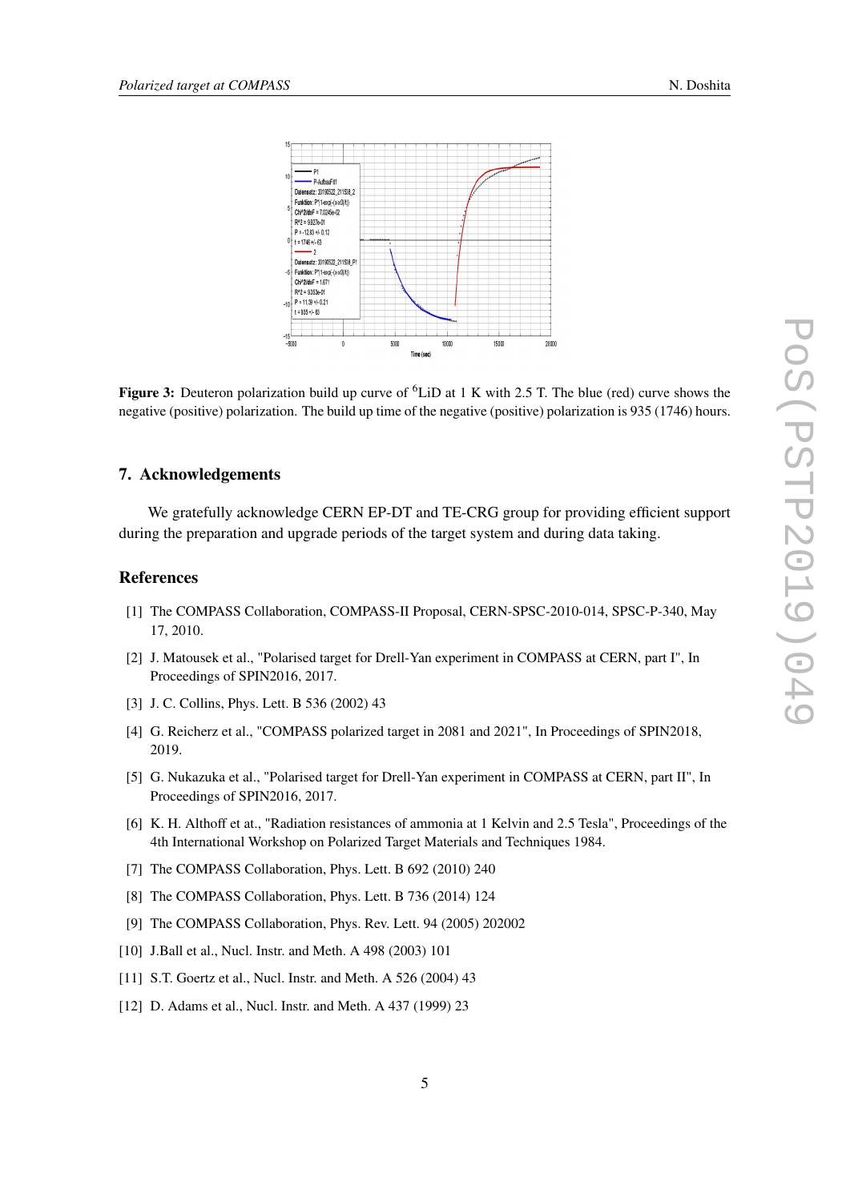15

10

5

0

-5

-10

-15

-5000 0 5000 10000 15000 20000

Time (sec)

P1

P-AufbauFit1

Datensatz: 20190522_211538_2

Funktion: P*(1-exp(-(x-x0)/t))

Chi^2/doF = 7.0245e-02

R^2 = 9.8276e-01

P = -12.83 +/- 0.12

t = 1746 +/- 63

2

Datensatz: 20190522_211538_P1

Funktion: P*(1-exp(-(x-x0)/t))

Chi^2/doF = 1.671

R^2 = 9.353e-01

P = 11.39 +/- 0.21

t = 935 +/- 63

**Figure 3:** Deuteron polarization build up curve of $^{6}$LiD at 1 K with 2.5 T. The blue (red) curve shows the negative (positive) polarization. The build up time of the negative (positive) polarization is 935 (1746) hours.

## 7. Acknowledgements

We gratefully acknowledge CERN EP-DT and TE-CRG group for providing efficient support during the preparation and upgrade periods of the target system and during data taking.

## References

[1] The COMPASS Collaboration, COMPASS-II Proposal, CERN-SPSC-2010-014, SPSC-P-340, May 17, 2010.

[2] J. Matousek et al., "Polarised target for Drell-Yan experiment in COMPASS at CERN, part I", In Proceedings of SPIN2016, 2017.

[3] J. C. Collins, Phys. Lett. B 536 (2002) 43

[4] G. Reicherz et al., "COMPASS polarized target in 2081 and 2021", In Proceedings of SPIN2018, 2019.

[5] G. Nukazuka et al., "Polarised target for Drell-Yan experiment in COMPASS at CERN, part II", In Proceedings of SPIN2016, 2017.

[6] K. H. Althoff et at., "Radiation resistances of ammonia at 1 Kelvin and 2.5 Tesla", Proceedings of the 4th International Workshop on Polarized Target Materials and Techniques 1984.

[7] The COMPASS Collaboration, Phys. Lett. B 692 (2010) 240

[8] The COMPASS Collaboration, Phys. Lett. B 736 (2014) 124

[9] The COMPASS Collaboration, Phys. Rev. Lett. 94 (2005) 202002

[10] J.Ball et al., Nucl. Instr. and Meth. A 498 (2003) 101

[11] S.T. Goertz et al., Nucl. Instr. and Meth. A 526 (2004) 43

[12] D. Adams et al., Nucl. Instr. and Meth. A 437 (1999) 23